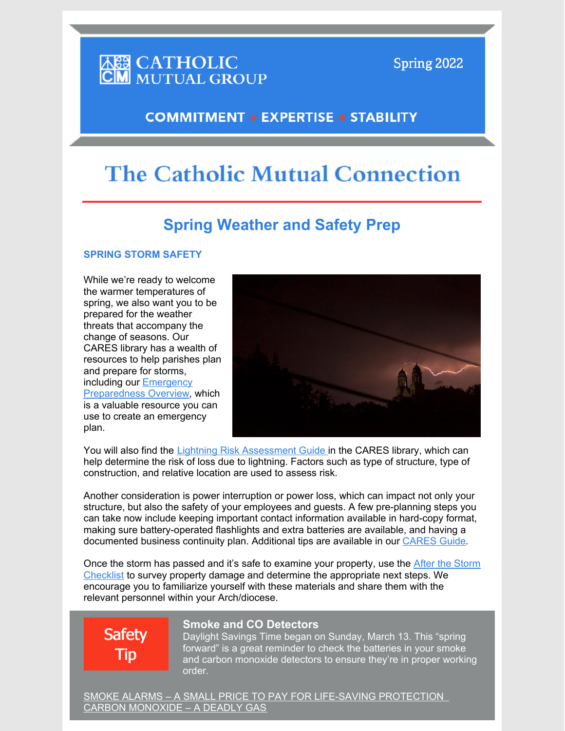CATHOLIC MUTUAL GROUP

Spring 2022

COMMITMENT + EXPERTISE + STABILITY

# The Catholic Mutual Connection

## Spring Weather and Safety Prep

### SPRING STORM SAFETY

While we're ready to welcome the warmer temperatures of spring, we also want you to be prepared for the weather threats that accompany the change of seasons. Our CARES library has a wealth of resources to help parishes plan and prepare for storms, including our Emergency Preparedness Overview, which is a valuable resource you can use to create an emergency plan.

You will also find the Lightning Risk Assessment Guide in the CARES library, which can help determine the risk of loss due to lightning. Factors such as type of structure, type of construction, and relative location are used to assess risk.

Another consideration is power interruption or power loss, which can impact not only your structure, but also the safety of your employees and guests. A few pre-planning steps you can take now include keeping important contact information available in hard-copy format, making sure battery-operated flashlights and extra batteries are available, and having a documented business continuity plan. Additional tips are available in our CARES Guide.

Once the storm has passed and it's safe to examine your property, use the After the Storm Checklist to survey property damage and determine the appropriate next steps. We encourage you to familiarize yourself with these materials and share them with the relevant personnel within your Arch/diocese.

**Safety Tip**

### Smoke and CO Detectors

Daylight Savings Time began on Sunday, March 13. This "spring forward" is a great reminder to check the batteries in your smoke and carbon monoxide detectors to ensure they're in proper working order.

SMOKE ALARMS – A SMALL PRICE TO PAY FOR LIFE-SAVING PROTECTION

CARBON MONOXIDE – A DEADLY GAS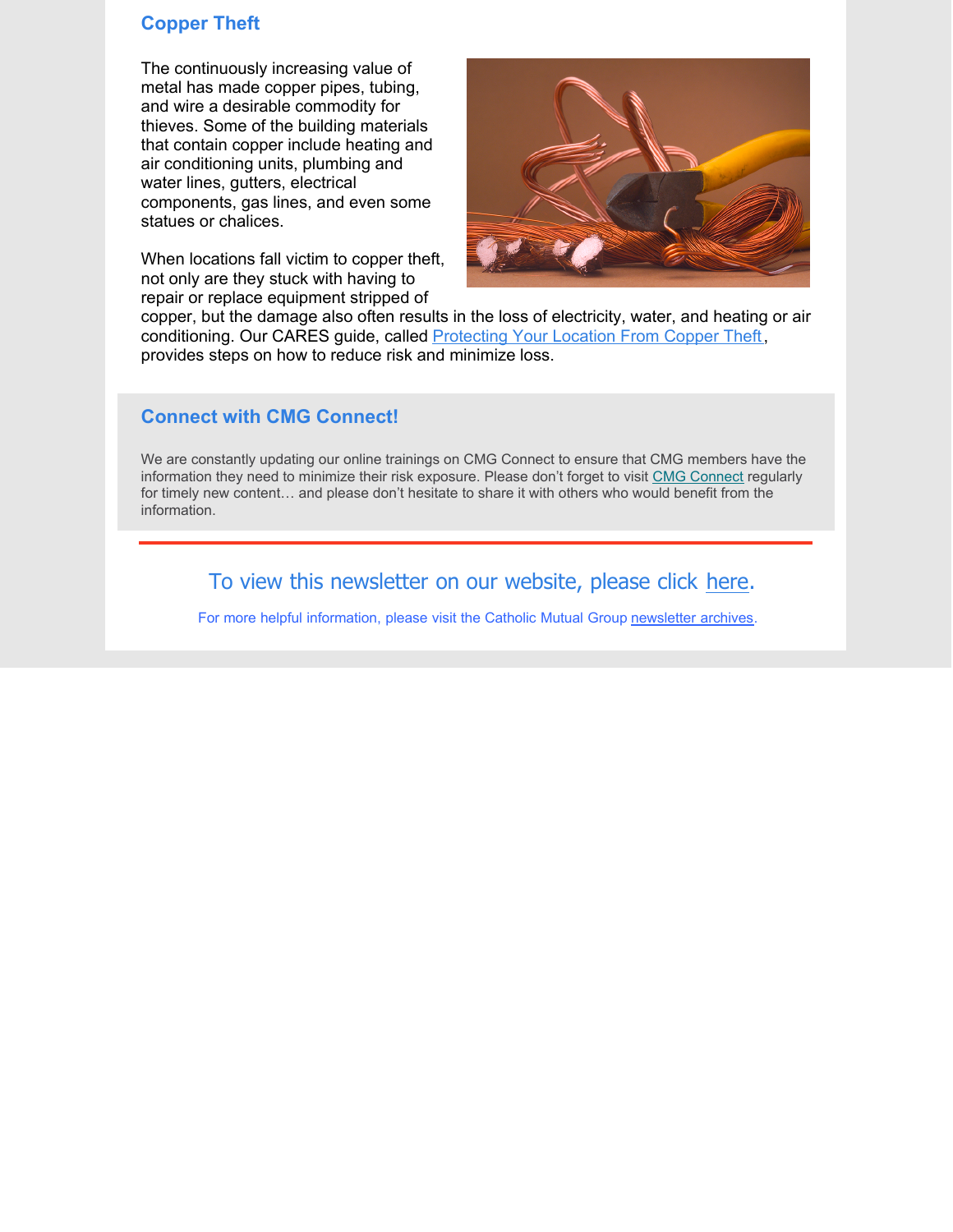## Copper Theft

The continuously increasing value of metal has made copper pipes, tubing, and wire a desirable commodity for thieves. Some of the building materials that contain copper include heating and air conditioning units, plumbing and water lines, gutters, electrical components, gas lines, and even some statues or chalices.

When locations fall victim to copper theft, not only are they stuck with having to repair or replace equipment stripped of copper, but the damage also often results in the loss of electricity, water, and heating or air conditioning. Our CARES guide, called Protecting Your Location From Copper Theft, provides steps on how to reduce risk and minimize loss.

## Connect with CMG Connect!

We are constantly updating our online trainings on CMG Connect to ensure that CMG members have the information they need to minimize their risk exposure. Please don't forget to visit CMG Connect regularly for timely new content… and please don't hesitate to share it with others who would benefit from the information.

---

To view this newsletter on our website, please click here.

For more helpful information, please visit the Catholic Mutual Group newsletter archives.